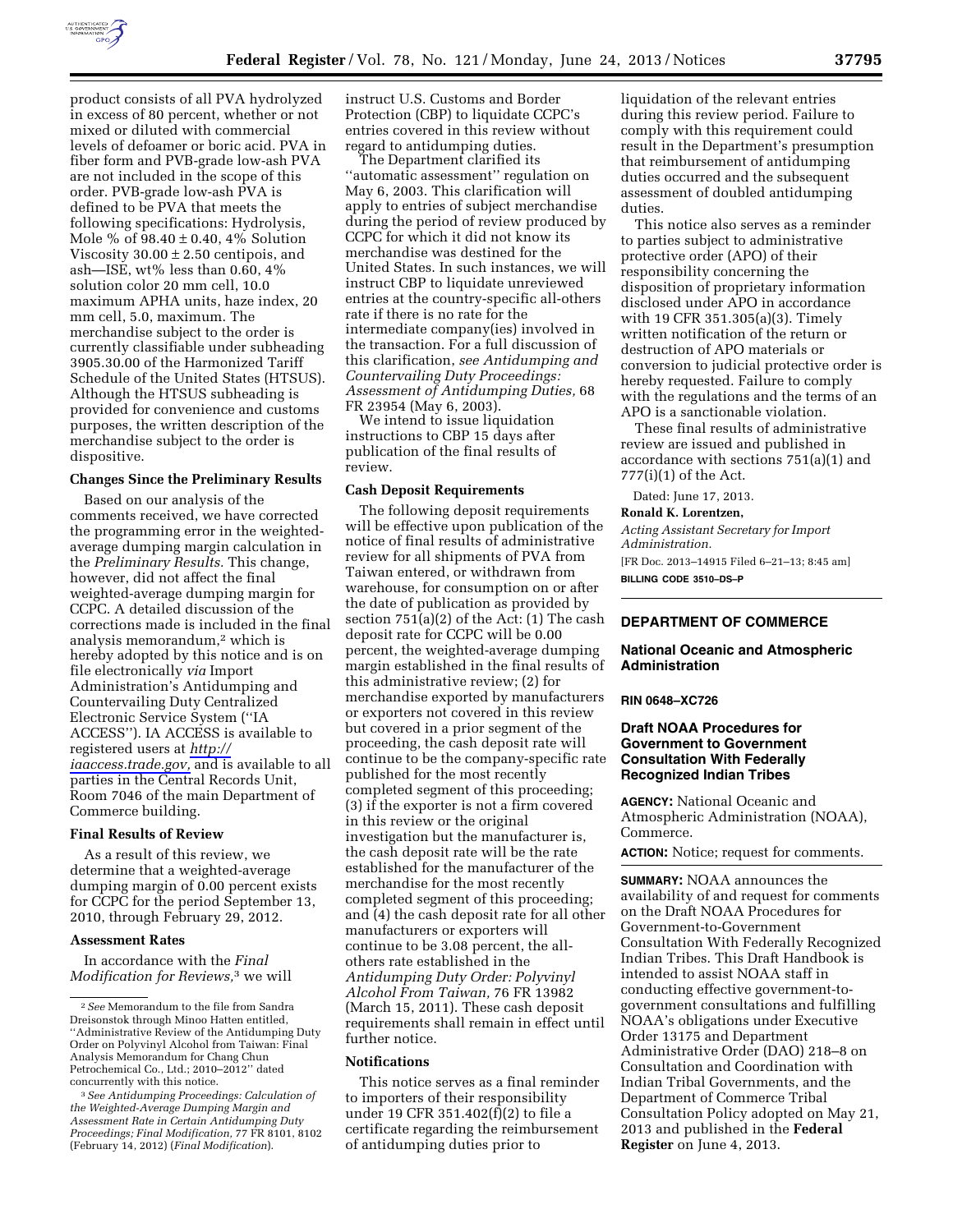product consists of all PVA hydrolyzed in excess of 80 percent, whether or not mixed or diluted with commercial levels of defoamer or boric acid. PVA in fiber form and PVB-grade low-ash PVA are not included in the scope of this order. PVB-grade low-ash PVA is defined to be PVA that meets the following specifications: Hydrolysis, Mole % of 98.40 ± 0.40, 4% Solution Viscosity 30.00 ± 2.50 centipois, and ash—ISE, wt% less than 0.60, 4% solution color 20 mm cell, 10.0 maximum APHA units, haze index, 20 mm cell, 5.0, maximum. The merchandise subject to the order is currently classifiable under subheading 3905.30.00 of the Harmonized Tariff Schedule of the United States (HTSUS). Although the HTSUS subheading is provided for convenience and customs purposes, the written description of the merchandise subject to the order is dispositive.

**Changes Since the Preliminary Results**

Based on our analysis of the comments received, we have corrected the programming error in the weighted-average dumping margin calculation in the *Preliminary Results.* This change, however, did not affect the final weighted-average dumping margin for CCPC. A detailed discussion of the corrections made is included in the final analysis memorandum,[2] which is hereby adopted by this notice and is on file electronically *via* Import Administration's Antidumping and Countervailing Duty Centralized Electronic Service System (''IA ACCESS''). IA ACCESS is available to registered users at *http://iaaccess.trade.gov,* and is available to all parties in the Central Records Unit, Room 7046 of the main Department of Commerce building.

**Final Results of Review**

As a result of this review, we determine that a weighted-average dumping margin of 0.00 percent exists for CCPC for the period September 13, 2010, through February 29, 2012.

**Assessment Rates**

In accordance with the *Final Modification for Reviews,*[3] we will instruct U.S. Customs and Border Protection (CBP) to liquidate CCPC's entries covered in this review without regard to antidumping duties.

The Department clarified its ''automatic assessment'' regulation on May 6, 2003. This clarification will apply to entries of subject merchandise during the period of review produced by CCPC for which it did not know its merchandise was destined for the United States. In such instances, we will instruct CBP to liquidate unreviewed entries at the country-specific all-others rate if there is no rate for the intermediate company(ies) involved in the transaction. For a full discussion of this clarification, *see Antidumping and Countervailing Duty Proceedings: Assessment of Antidumping Duties,* 68 FR 23954 (May 6, 2003).

We intend to issue liquidation instructions to CBP 15 days after publication of the final results of review.

**Cash Deposit Requirements**

The following deposit requirements will be effective upon publication of the notice of final results of administrative review for all shipments of PVA from Taiwan entered, or withdrawn from warehouse, for consumption on or after the date of publication as provided by section 751(a)(2) of the Act: (1) The cash deposit rate for CCPC will be 0.00 percent, the weighted-average dumping margin established in the final results of this administrative review; (2) for merchandise exported by manufacturers or exporters not covered in this review but covered in a prior segment of the proceeding, the cash deposit rate will continue to be the company-specific rate published for the most recently completed segment of this proceeding; (3) if the exporter is not a firm covered in this review or the original investigation but the manufacturer is, the cash deposit rate will be the rate established for the manufacturer of the merchandise for the most recently completed segment of this proceeding; and (4) the cash deposit rate for all other manufacturers or exporters will continue to be 3.08 percent, the all-others rate established in the *Antidumping Duty Order: Polyvinyl Alcohol From Taiwan,* 76 FR 13982 (March 15, 2011). These cash deposit requirements shall remain in effect until further notice.

**Notifications**

This notice serves as a final reminder to importers of their responsibility under 19 CFR 351.402(f)(2) to file a certificate regarding the reimbursement of antidumping duties prior to liquidation of the relevant entries during this review period. Failure to comply with this requirement could result in the Department's presumption that reimbursement of antidumping duties occurred and the subsequent assessment of doubled antidumping duties.

This notice also serves as a reminder to parties subject to administrative protective order (APO) of their responsibility concerning the disposition of proprietary information disclosed under APO in accordance with 19 CFR 351.305(a)(3). Timely written notification of the return or destruction of APO materials or conversion to judicial protective order is hereby requested. Failure to comply with the regulations and the terms of an APO is a sanctionable violation.

These final results of administrative review are issued and published in accordance with sections 751(a)(1) and 777(i)(1) of the Act.

Dated: June 17, 2013.

**Ronald K. Lorentzen,**

*Acting Assistant Secretary for Import Administration.*

[FR Doc. 2013–14915 Filed 6–21–13; 8:45 am]

**BILLING CODE 3510–DS–P**

---

[2] *See* Memorandum to the file from Sandra Dreisonstok through Minoo Hatten entitled, ''Administrative Review of the Antidumping Duty Order on Polyvinyl Alcohol from Taiwan: Final Analysis Memorandum for Chang Chun Petrochemical Co., Ltd.; 2010–2012'' dated concurrently with this notice.

[3] *See Antidumping Proceedings: Calculation of the Weighted-Average Dumping Margin and Assessment Rate in Certain Antidumping Duty Proceedings; Final Modification,* 77 FR 8101, 8102 (February 14, 2012) (*Final Modification*).

---

## DEPARTMENT OF COMMERCE

### National Oceanic and Atmospheric Administration

**RIN 0648–XC726**

### Draft NOAA Procedures for Government to Government Consultation With Federally Recognized Indian Tribes

**AGENCY:** National Oceanic and Atmospheric Administration (NOAA), Commerce.

**ACTION:** Notice; request for comments.

**SUMMARY:** NOAA announces the availability of and request for comments on the Draft NOAA Procedures for Government-to-Government Consultation With Federally Recognized Indian Tribes. This Draft Handbook is intended to assist NOAA staff in conducting effective government-to-government consultations and fulfilling NOAA's obligations under Executive Order 13175 and Department Administrative Order (DAO) 218–8 on Consultation and Coordination with Indian Tribal Governments, and the Department of Commerce Tribal Consultation Policy adopted on May 21, 2013 and published in the **Federal Register** on June 4, 2013.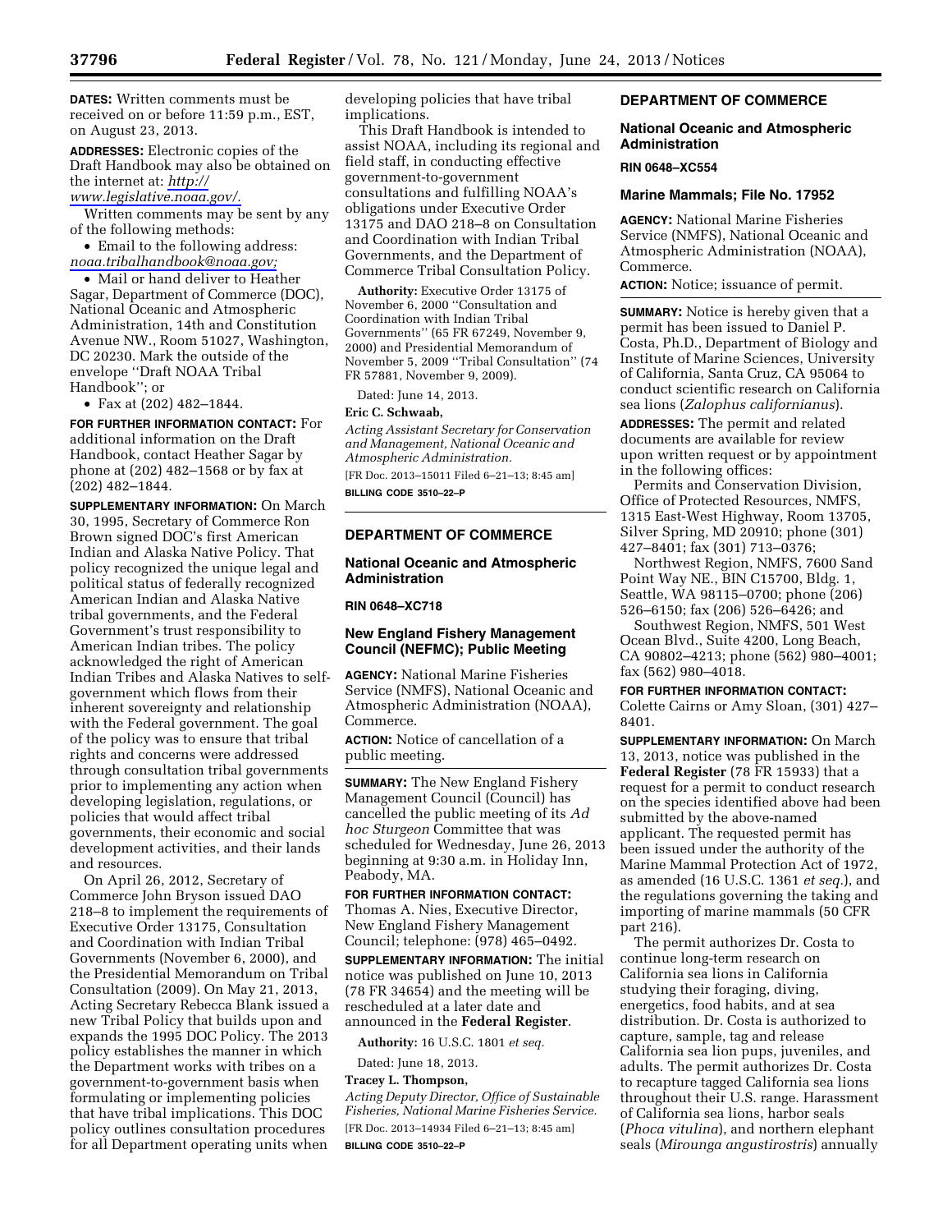**DATES:** Written comments must be received on or before 11:59 p.m., EST, on August 23, 2013.

**ADDRESSES:** Electronic copies of the Draft Handbook may also be obtained on the internet at: *http://www.legislative.noaa.gov/.*

Written comments may be sent by any of the following methods:

- Email to the following address: *noaa.tribalhandbook@noaa.gov;*
- Mail or hand deliver to Heather Sagar, Department of Commerce (DOC), National Oceanic and Atmospheric Administration, 14th and Constitution Avenue NW., Room 51027, Washington, DC 20230. Mark the outside of the envelope ''Draft NOAA Tribal Handbook''; or
- Fax at (202) 482–1844.

**FOR FURTHER INFORMATION CONTACT:** For additional information on the Draft Handbook, contact Heather Sagar by phone at (202) 482–1568 or by fax at (202) 482–1844.

**SUPPLEMENTARY INFORMATION:** On March 30, 1995, Secretary of Commerce Ron Brown signed DOC's first American Indian and Alaska Native Policy. That policy recognized the unique legal and political status of federally recognized American Indian and Alaska Native tribal governments, and the Federal Government's trust responsibility to American Indian tribes. The policy acknowledged the right of American Indian Tribes and Alaska Natives to self-government which flows from their inherent sovereignty and relationship with the Federal government. The goal of the policy was to ensure that tribal rights and concerns were addressed through consultation tribal governments prior to implementing any action when developing legislation, regulations, or policies that would affect tribal governments, their economic and social development activities, and their lands and resources.

On April 26, 2012, Secretary of Commerce John Bryson issued DAO 218–8 to implement the requirements of Executive Order 13175, Consultation and Coordination with Indian Tribal Governments (November 6, 2000), and the Presidential Memorandum on Tribal Consultation (2009). On May 21, 2013, Acting Secretary Rebecca Blank issued a new Tribal Policy that builds upon and expands the 1995 DOC Policy. The 2013 policy establishes the manner in which the Department works with tribes on a government-to-government basis when formulating or implementing policies that have tribal implications. This DOC policy outlines consultation procedures for all Department operating units when developing policies that have tribal implications.

This Draft Handbook is intended to assist NOAA, including its regional and field staff, in conducting effective government-to-government consultations and fulfilling NOAA's obligations under Executive Order 13175 and DAO 218–8 on Consultation and Coordination with Indian Tribal Governments, and the Department of Commerce Tribal Consultation Policy.

**Authority:** Executive Order 13175 of November 6, 2000 ''Consultation and Coordination with Indian Tribal Governments'' (65 FR 67249, November 9, 2000) and Presidential Memorandum of November 5, 2009 ''Tribal Consultation'' (74 FR 57881, November 9, 2009).

Dated: June 14, 2013.

**Eric C. Schwaab,**

*Acting Assistant Secretary for Conservation and Management, National Oceanic and Atmospheric Administration.*

[FR Doc. 2013–15011 Filed 6–21–13; 8:45 am]

**BILLING CODE 3510–22–P**

---

## DEPARTMENT OF COMMERCE

### National Oceanic and Atmospheric Administration

**RIN 0648–XC718**

### New England Fishery Management Council (NEFMC); Public Meeting

**AGENCY:** National Marine Fisheries Service (NMFS), National Oceanic and Atmospheric Administration (NOAA), Commerce.

**ACTION:** Notice of cancellation of a public meeting.

**SUMMARY:** The New England Fishery Management Council (Council) has cancelled the public meeting of its *Ad hoc Sturgeon* Committee that was scheduled for Wednesday, June 26, 2013 beginning at 9:30 a.m. in Holiday Inn, Peabody, MA.

**FOR FURTHER INFORMATION CONTACT:** Thomas A. Nies, Executive Director, New England Fishery Management Council; telephone: (978) 465–0492.

**SUPPLEMENTARY INFORMATION:** The initial notice was published on June 10, 2013 (78 FR 34654) and the meeting will be rescheduled at a later date and announced in the **Federal Register**.

**Authority:** 16 U.S.C. 1801 *et seq.*

Dated: June 18, 2013.

**Tracey L. Thompson,**

*Acting Deputy Director, Office of Sustainable Fisheries, National Marine Fisheries Service.*

[FR Doc. 2013–14934 Filed 6–21–13; 8:45 am]

**BILLING CODE 3510–22–P**

---

## DEPARTMENT OF COMMERCE

### National Oceanic and Atmospheric Administration

**RIN 0648–XC554**

### Marine Mammals; File No. 17952

**AGENCY:** National Marine Fisheries Service (NMFS), National Oceanic and Atmospheric Administration (NOAA), Commerce.

**ACTION:** Notice; issuance of permit.

**SUMMARY:** Notice is hereby given that a permit has been issued to Daniel P. Costa, Ph.D., Department of Biology and Institute of Marine Sciences, University of California, Santa Cruz, CA 95064 to conduct scientific research on California sea lions (*Zalophus californianus*).

**ADDRESSES:** The permit and related documents are available for review upon written request or by appointment in the following offices:

Permits and Conservation Division, Office of Protected Resources, NMFS, 1315 East-West Highway, Room 13705, Silver Spring, MD 20910; phone (301) 427–8401; fax (301) 713–0376;

Northwest Region, NMFS, 7600 Sand Point Way NE., BIN C15700, Bldg. 1, Seattle, WA 98115–0700; phone (206) 526–6150; fax (206) 526–6426; and

Southwest Region, NMFS, 501 West Ocean Blvd., Suite 4200, Long Beach, CA 90802–4213; phone (562) 980–4001; fax (562) 980–4018.

**FOR FURTHER INFORMATION CONTACT:** Colette Cairns or Amy Sloan, (301) 427–8401.

**SUPPLEMENTARY INFORMATION:** On March 13, 2013, notice was published in the **Federal Register** (78 FR 15933) that a request for a permit to conduct research on the species identified above had been submitted by the above-named applicant. The requested permit has been issued under the authority of the Marine Mammal Protection Act of 1972, as amended (16 U.S.C. 1361 *et seq.*), and the regulations governing the taking and importing of marine mammals (50 CFR part 216).

The permit authorizes Dr. Costa to continue long-term research on California sea lions in California studying their foraging, diving, energetics, food habits, and at sea distribution. Dr. Costa is authorized to capture, sample, tag and release California sea lion pups, juveniles, and adults. The permit authorizes Dr. Costa to recapture tagged California sea lions throughout their U.S. range. Harassment of California sea lions, harbor seals (*Phoca vitulina*), and northern elephant seals (*Mirounga angustirostris*) annually